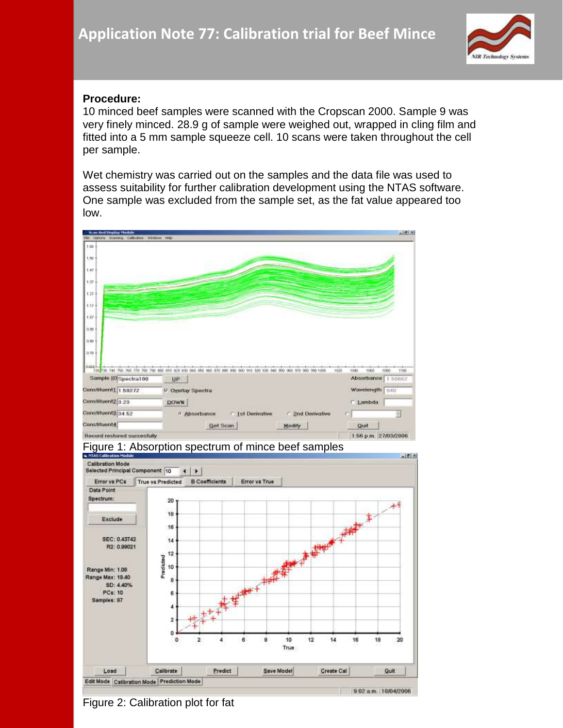# Application Note 77: Calibration trial for Beef Mince

**Procedure:**

10 minced beef samples were scanned with the Cropscan 2000. Sample 9 was very finely minced. 28.9 g of sample were weighed out, wrapped in cling film and fitted into a 5 mm sample squeeze cell. 10 scans were taken throughout the cell per sample.

Wet chemistry was carried out on the samples and the data file was used to assess suitability for further calibration development using the NTAS software. One sample was excluded from the sample set, as the fat value appeared too low.

Figure 1: Absorption spectrum of mince beef samples

Figure 2: Calibration plot for fat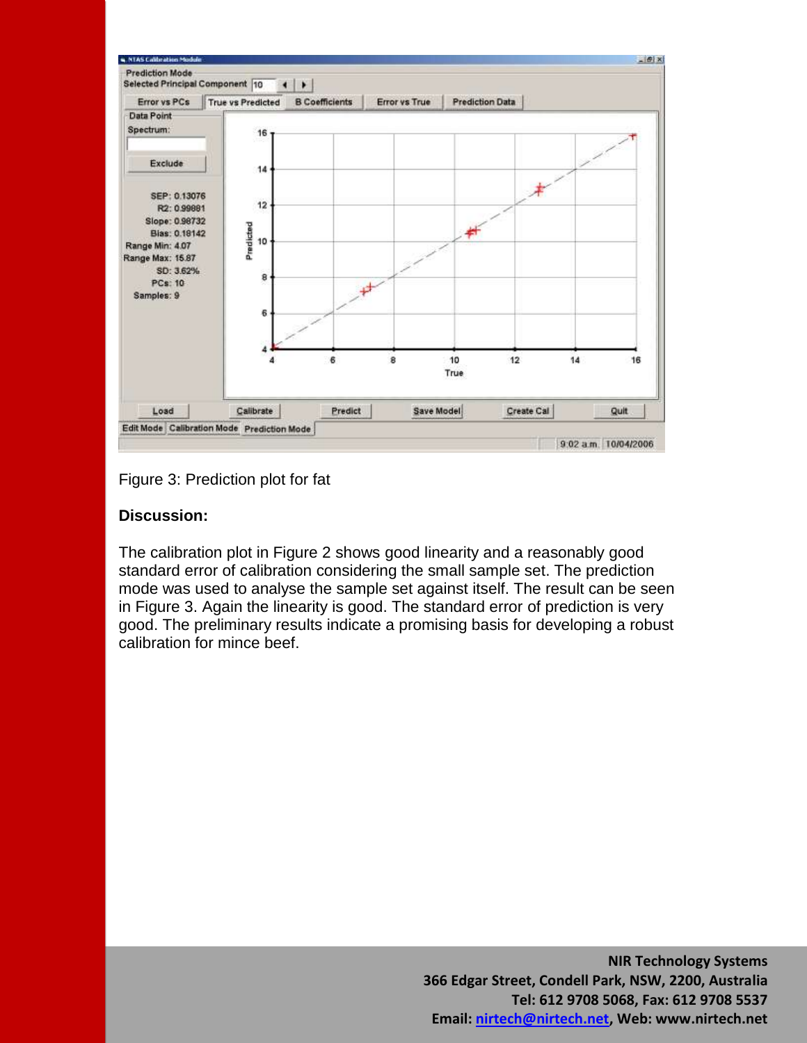NTAS Calibration Module

Prediction Mode

Selected Principal Component 10

Error vs PCs | True vs Predicted | B Coefficients | Error vs True | Prediction Data

Data Point

Spectrum:

Exclude

SEP: 0.13076
R2: 0.99881
Slope: 0.98732
Bias: 0.18142
Range Min: 4.07
Range Max: 15.87
SD: 3.62%
PCs: 10
Samples: 9

Predicted

16
14
12
10
8
6
4

4 6 8 10 12 14 16

True

Load | Calibrate | Predict | Save Model | Create Cal | Quit

Edit Mode | Calibration Mode | Prediction Mode

9:02 a.m. 10/04/2006

Figure 3: Prediction plot for fat

**Discussion:**

The calibration plot in Figure 2 shows good linearity and a reasonably good standard error of calibration considering the small sample set. The prediction mode was used to analyse the sample set against itself. The result can be seen in Figure 3. Again the linearity is good. The standard error of prediction is very good. The preliminary results indicate a promising basis for developing a robust calibration for mince beef.

**NIR Technology Systems**
**366 Edgar Street, Condell Park, NSW, 2200, Australia**
**Tel: 612 9708 5068, Fax: 612 9708 5537**
**Email: nirtech@nirtech.net, Web: www.nirtech.net**